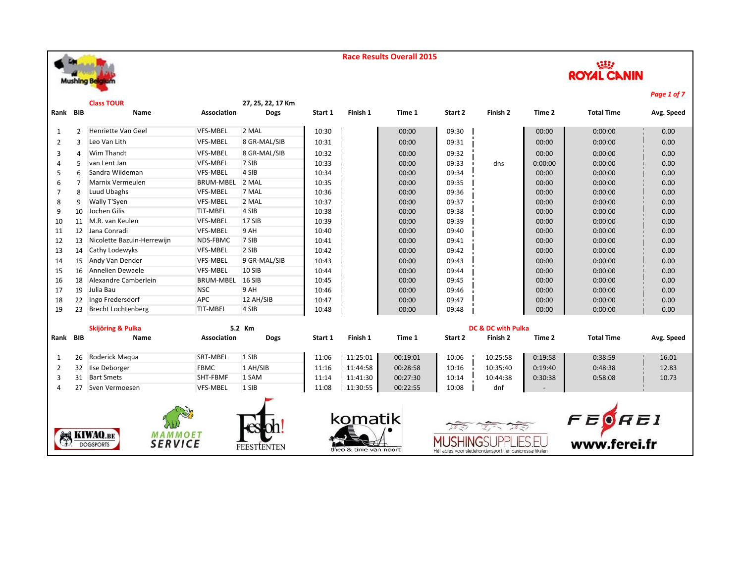# Race Results Overall 2015

## Class TOUR — 27, 25, 22, 17 Km

| Rank | BIB | Name | Association | Dogs | Start 1 | Finish 1 | Time 1 | Start 2 | Finish 2 | Time 2 | Total Time | Avg. Speed |
|---|---|---|---|---|---|---|---|---|---|---|---|---|
| 1 | 2 | Henriette Van Geel | VFS-MBEL | 2 MAL | 10:30 | | 00:00 | 09:30 | | 00:00 | 0:00:00 | 0.00 |
| 2 | 3 | Leo Van Lith | VFS-MBEL | 8 GR-MAL/SIB | 10:31 | | 00:00 | 09:31 | | 00:00 | 0:00:00 | 0.00 |
| 3 | 4 | Wim Thandt | VFS-MBEL | 8 GR-MAL/SIB | 10:32 | | 00:00 | 09:32 | | 00:00 | 0:00:00 | 0.00 |
| 4 | 5 | van Lent Jan | VFS-MBEL | 7 SIB | 10:33 | | 00:00 | 09:33 | dns | 0:00:00 | 0:00:00 | 0.00 |
| 5 | 6 | Sandra Wildeman | VFS-MBEL | 4 SIB | 10:34 | | 00:00 | 09:34 | | 00:00 | 0:00:00 | 0.00 |
| 6 | 7 | Marnix Vermeulen | BRUM-MBEL | 2 MAL | 10:35 | | 00:00 | 09:35 | | 00:00 | 0:00:00 | 0.00 |
| 7 | 8 | Luud Ubaghs | VFS-MBEL | 7 MAL | 10:36 | | 00:00 | 09:36 | | 00:00 | 0:00:00 | 0.00 |
| 8 | 9 | Wally T'Syen | VFS-MBEL | 2 MAL | 10:37 | | 00:00 | 09:37 | | 00:00 | 0:00:00 | 0.00 |
| 9 | 10 | Jochen Gilis | TIT-MBEL | 4 SIB | 10:38 | | 00:00 | 09:38 | | 00:00 | 0:00:00 | 0.00 |
| 10 | 11 | M.R. van Keulen | VFS-MBEL | 17 SIB | 10:39 | | 00:00 | 09:39 | | 00:00 | 0:00:00 | 0.00 |
| 11 | 12 | Jana Conradi | VFS-MBEL | 9 AH | 10:40 | | 00:00 | 09:40 | | 00:00 | 0:00:00 | 0.00 |
| 12 | 13 | Nicolette Bazuin-Herrewijn | NDS-FBMC | 7 SIB | 10:41 | | 00:00 | 09:41 | | 00:00 | 0:00:00 | 0.00 |
| 13 | 14 | Cathy Lodewyks | VFS-MBEL | 2 SIB | 10:42 | | 00:00 | 09:42 | | 00:00 | 0:00:00 | 0.00 |
| 14 | 15 | Andy Van Dender | VFS-MBEL | 9 GR-MAL/SIB | 10:43 | | 00:00 | 09:43 | | 00:00 | 0:00:00 | 0.00 |
| 15 | 16 | Annelien Dewaele | VFS-MBEL | 10 SIB | 10:44 | | 00:00 | 09:44 | | 00:00 | 0:00:00 | 0.00 |
| 16 | 18 | Alexandre Camberlein | BRUM-MBEL | 16 SIB | 10:45 | | 00:00 | 09:45 | | 00:00 | 0:00:00 | 0.00 |
| 17 | 19 | Julia Bau | NSC | 9 AH | 10:46 | | 00:00 | 09:46 | | 00:00 | 0:00:00 | 0.00 |
| 18 | 22 | Ingo Fredersdorf | APC | 12 AH/SIB | 10:47 | | 00:00 | 09:47 | | 00:00 | 0:00:00 | 0.00 |
| 19 | 23 | Brecht Lochtenberg | TIT-MBEL | 4 SIB | 10:48 | | 00:00 | 09:48 | | 00:00 | 0:00:00 | 0.00 |

## Skijöring & Pulka — 5.2 Km / DC & DC with Pulka

| Rank | BIB | Name | Association | Dogs | Start 1 | Finish 1 | Time 1 | Start 2 | Finish 2 | Time 2 | Total Time | Avg. Speed |
|---|---|---|---|---|---|---|---|---|---|---|---|---|
| 1 | 26 | Roderick Maqua | SRT-MBEL | 1 SIB | 11:06 | 11:25:01 | 00:19:01 | 10:06 | 10:25:58 | 0:19:58 | 0:38:59 | 16.01 |
| 2 | 32 | Ilse Deborger | FBMC | 1 AH/SIB | 11:16 | 11:44:58 | 00:28:58 | 10:16 | 10:35:40 | 0:19:40 | 0:48:38 | 12.83 |
| 3 | 31 | Bart Smets | SHT-FBMF | 1 SAM | 11:14 | 11:41:30 | 00:27:30 | 10:14 | 10:44:38 | 0:30:38 | 0:58:08 | 10.73 |
| 4 | 27 | Sven Vermoesen | VFS-MBEL | 1 SIB | 11:08 | 11:30:55 | 00:22:55 | 10:08 | dnf | - | | |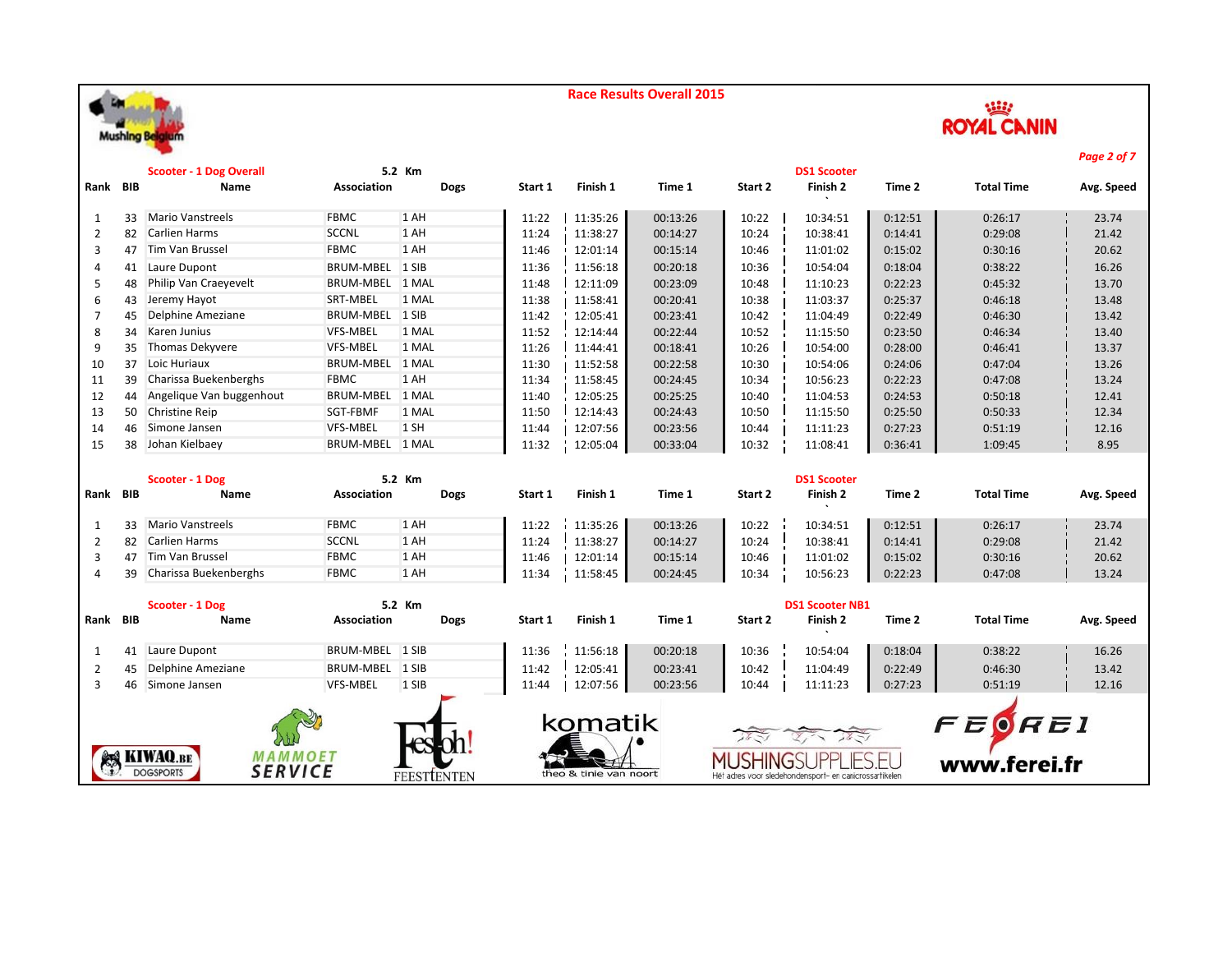# Race Results Overall 2015

## Scooter - 1 Dog Overall — 5.2 Km — DS1 Scooter

| Rank | BIB | Name | Association | Dogs | Start 1 | Finish 1 | Time 1 | Start 2 | Finish 2 | Time 2 | Total Time | Avg. Speed |
|---|---|---|---|---|---|---|---|---|---|---|---|---|
| 1 | 33 | Mario Vanstreels | FBMC | 1 AH | 11:22 | 11:35:26 | 00:13:26 | 10:22 | 10:34:51 | 0:12:51 | 0:26:17 | 23.74 |
| 2 | 82 | Carlien Harms | SCCNL | 1 AH | 11:24 | 11:38:27 | 00:14:27 | 10:24 | 10:38:41 | 0:14:41 | 0:29:08 | 21.42 |
| 3 | 47 | Tim Van Brussel | FBMC | 1 AH | 11:46 | 12:01:14 | 00:15:14 | 10:46 | 11:01:02 | 0:15:02 | 0:30:16 | 20.62 |
| 4 | 41 | Laure Dupont | BRUM-MBEL | 1 SIB | 11:36 | 11:56:18 | 00:20:18 | 10:36 | 10:54:04 | 0:18:04 | 0:38:22 | 16.26 |
| 5 | 48 | Philip Van Craeyevelt | BRUM-MBEL | 1 MAL | 11:48 | 12:11:09 | 00:23:09 | 10:48 | 11:10:23 | 0:22:23 | 0:45:32 | 13.70 |
| 6 | 43 | Jeremy Hayot | SRT-MBEL | 1 MAL | 11:38 | 11:58:41 | 00:20:41 | 10:38 | 11:03:37 | 0:25:37 | 0:46:18 | 13.48 |
| 7 | 45 | Delphine Ameziane | BRUM-MBEL | 1 SIB | 11:42 | 12:05:41 | 00:23:41 | 10:42 | 11:04:49 | 0:22:49 | 0:46:30 | 13.42 |
| 8 | 34 | Karen Junius | VFS-MBEL | 1 MAL | 11:52 | 12:14:44 | 00:22:44 | 10:52 | 11:15:50 | 0:23:50 | 0:46:34 | 13.40 |
| 9 | 35 | Thomas Dekyvere | VFS-MBEL | 1 MAL | 11:26 | 11:44:41 | 00:18:41 | 10:26 | 10:54:00 | 0:28:00 | 0:46:41 | 13.37 |
| 10 | 37 | Loic Huriaux | BRUM-MBEL | 1 MAL | 11:30 | 11:52:58 | 00:22:58 | 10:30 | 10:54:06 | 0:24:06 | 0:47:04 | 13.26 |
| 11 | 39 | Charissa Buekenberghs | FBMC | 1 AH | 11:34 | 11:58:45 | 00:24:45 | 10:34 | 10:56:23 | 0:22:23 | 0:47:08 | 13.24 |
| 12 | 44 | Angelique Van buggenhout | BRUM-MBEL | 1 MAL | 11:40 | 12:05:25 | 00:25:25 | 10:40 | 11:04:53 | 0:24:53 | 0:50:18 | 12.41 |
| 13 | 50 | Christine Reip | SGT-FBMF | 1 MAL | 11:50 | 12:14:43 | 00:24:43 | 10:50 | 11:15:50 | 0:25:50 | 0:50:33 | 12.34 |
| 14 | 46 | Simone Jansen | VFS-MBEL | 1 SH | 11:44 | 12:07:56 | 00:23:56 | 10:44 | 11:11:23 | 0:27:23 | 0:51:19 | 12.16 |
| 15 | 38 | Johan Kielbaey | BRUM-MBEL | 1 MAL | 11:32 | 12:05:04 | 00:33:04 | 10:32 | 11:08:41 | 0:36:41 | 1:09:45 | 8.95 |

## Scooter - 1 Dog — 5.2 Km — DS1 Scooter

| Rank | BIB | Name | Association | Dogs | Start 1 | Finish 1 | Time 1 | Start 2 | Finish 2 | Time 2 | Total Time | Avg. Speed |
|---|---|---|---|---|---|---|---|---|---|---|---|---|
| 1 | 33 | Mario Vanstreels | FBMC | 1 AH | 11:22 | 11:35:26 | 00:13:26 | 10:22 | 10:34:51 | 0:12:51 | 0:26:17 | 23.74 |
| 2 | 82 | Carlien Harms | SCCNL | 1 AH | 11:24 | 11:38:27 | 00:14:27 | 10:24 | 10:38:41 | 0:14:41 | 0:29:08 | 21.42 |
| 3 | 47 | Tim Van Brussel | FBMC | 1 AH | 11:46 | 12:01:14 | 00:15:14 | 10:46 | 11:01:02 | 0:15:02 | 0:30:16 | 20.62 |
| 4 | 39 | Charissa Buekenberghs | FBMC | 1 AH | 11:34 | 11:58:45 | 00:24:45 | 10:34 | 10:56:23 | 0:22:23 | 0:47:08 | 13.24 |

## Scooter - 1 Dog — 5.2 Km — DS1 Scooter NB1

| Rank | BIB | Name | Association | Dogs | Start 1 | Finish 1 | Time 1 | Start 2 | Finish 2 | Time 2 | Total Time | Avg. Speed |
|---|---|---|---|---|---|---|---|---|---|---|---|---|
| 1 | 41 | Laure Dupont | BRUM-MBEL | 1 SIB | 11:36 | 11:56:18 | 00:20:18 | 10:36 | 10:54:04 | 0:18:04 | 0:38:22 | 16.26 |
| 2 | 45 | Delphine Ameziane | BRUM-MBEL | 1 SIB | 11:42 | 12:05:41 | 00:23:41 | 10:42 | 11:04:49 | 0:22:49 | 0:46:30 | 13.42 |
| 3 | 46 | Simone Jansen | VFS-MBEL | 1 SIB | 11:44 | 12:07:56 | 00:23:56 | 10:44 | 11:11:23 | 0:27:23 | 0:51:19 | 12.16 |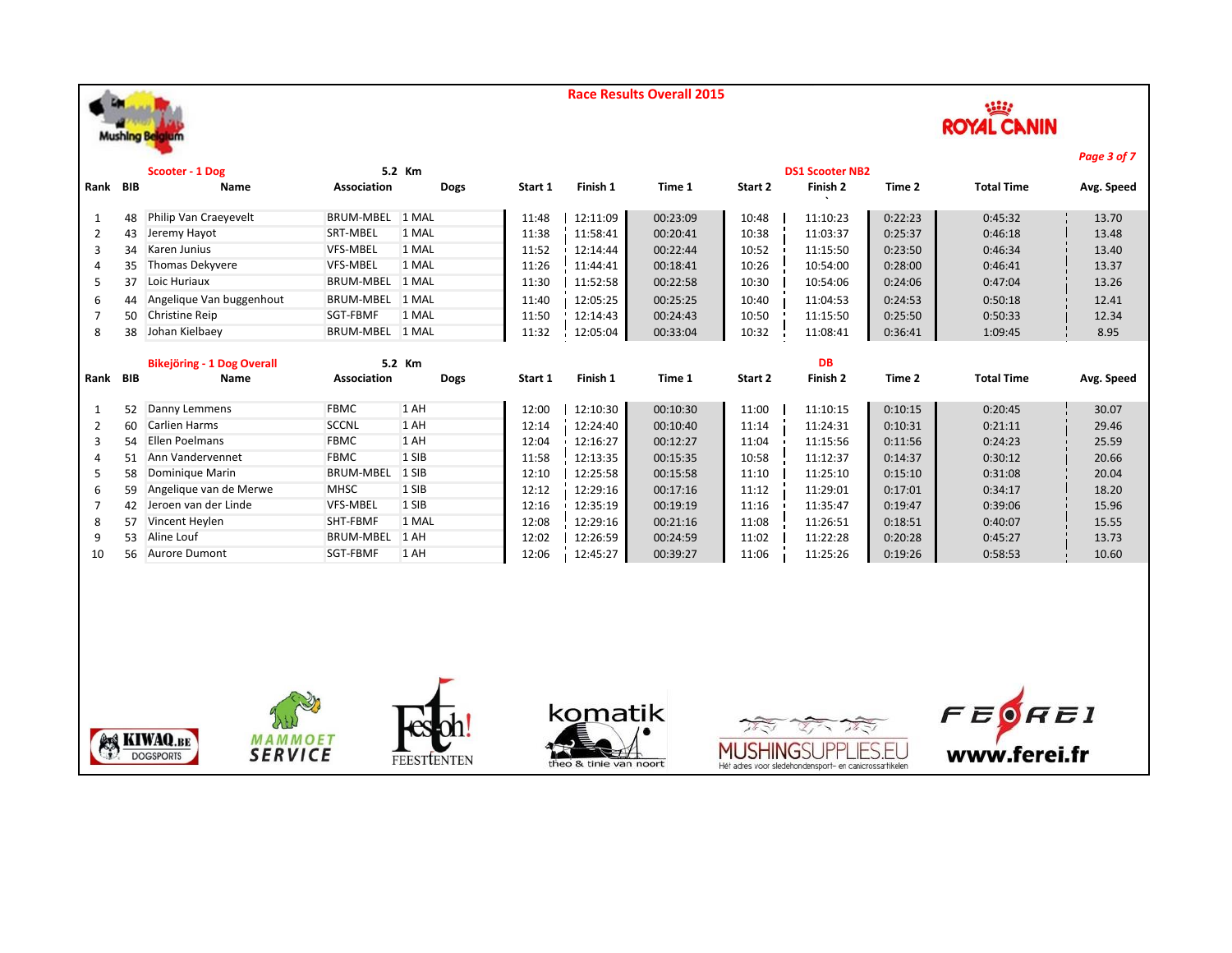# Race Results Overall 2015

## Scooter - 1 Dog — 5.2 Km — DS1 Scooter NB2

| Rank | BIB | Name | Association | Dogs | Start 1 | Finish 1 | Time 1 | Start 2 | Finish 2 | Time 2 | Total Time | Avg. Speed |
|---|---|---|---|---|---|---|---|---|---|---|---|---|
| 1 | 48 | Philip Van Craeyevelt | BRUM-MBEL | 1 MAL | 11:48 | 12:11:09 | 00:23:09 | 10:48 | 11:10:23 | 0:22:23 | 0:45:32 | 13.70 |
| 2 | 43 | Jeremy Hayot | SRT-MBEL | 1 MAL | 11:38 | 11:58:41 | 00:20:41 | 10:38 | 11:03:37 | 0:25:37 | 0:46:18 | 13.48 |
| 3 | 34 | Karen Junius | VFS-MBEL | 1 MAL | 11:52 | 12:14:44 | 00:22:44 | 10:52 | 11:15:50 | 0:23:50 | 0:46:34 | 13.40 |
| 4 | 35 | Thomas Dekyvere | VFS-MBEL | 1 MAL | 11:26 | 11:44:41 | 00:18:41 | 10:26 | 10:54:00 | 0:28:00 | 0:46:41 | 13.37 |
| 5 | 37 | Loic Huriaux | BRUM-MBEL | 1 MAL | 11:30 | 11:52:58 | 00:22:58 | 10:30 | 10:54:06 | 0:24:06 | 0:47:04 | 13.26 |
| 6 | 44 | Angelique Van buggenhout | BRUM-MBEL | 1 MAL | 11:40 | 12:05:25 | 00:25:25 | 10:40 | 11:04:53 | 0:24:53 | 0:50:18 | 12.41 |
| 7 | 50 | Christine Reip | SGT-FBMF | 1 MAL | 11:50 | 12:14:43 | 00:24:43 | 10:50 | 11:15:50 | 0:25:50 | 0:50:33 | 12.34 |
| 8 | 38 | Johan Kielbaey | BRUM-MBEL | 1 MAL | 11:32 | 12:05:04 | 00:33:04 | 10:32 | 11:08:41 | 0:36:41 | 1:09:45 | 8.95 |

## Bikejöring - 1 Dog Overall — 5.2 Km — DB

| Rank | BIB | Name | Association | Dogs | Start 1 | Finish 1 | Time 1 | Start 2 | Finish 2 | Time 2 | Total Time | Avg. Speed |
|---|---|---|---|---|---|---|---|---|---|---|---|---|
| 1 | 52 | Danny Lemmens | FBMC | 1 AH | 12:00 | 12:10:30 | 00:10:30 | 11:00 | 11:10:15 | 0:10:15 | 0:20:45 | 30.07 |
| 2 | 60 | Carlien Harms | SCCNL | 1 AH | 12:14 | 12:24:40 | 00:10:40 | 11:14 | 11:24:31 | 0:10:31 | 0:21:11 | 29.46 |
| 3 | 54 | Ellen Poelmans | FBMC | 1 AH | 12:04 | 12:16:27 | 00:12:27 | 11:04 | 11:15:56 | 0:11:56 | 0:24:23 | 25.59 |
| 4 | 51 | Ann Vandervennet | FBMC | 1 SIB | 11:58 | 12:13:35 | 00:15:35 | 10:58 | 11:12:37 | 0:14:37 | 0:30:12 | 20.66 |
| 5 | 58 | Dominique Marin | BRUM-MBEL | 1 SIB | 12:10 | 12:25:58 | 00:15:58 | 11:10 | 11:25:10 | 0:15:10 | 0:31:08 | 20.04 |
| 6 | 59 | Angelique van de Merwe | MHSC | 1 SIB | 12:12 | 12:29:16 | 00:17:16 | 11:12 | 11:29:01 | 0:17:01 | 0:34:17 | 18.20 |
| 7 | 42 | Jeroen van der Linde | VFS-MBEL | 1 SIB | 12:16 | 12:35:19 | 00:19:19 | 11:16 | 11:35:47 | 0:19:47 | 0:39:06 | 15.96 |
| 8 | 57 | Vincent Heylen | SHT-FBMF | 1 MAL | 12:08 | 12:29:16 | 00:21:16 | 11:08 | 11:26:51 | 0:18:51 | 0:40:07 | 15.55 |
| 9 | 53 | Aline Louf | BRUM-MBEL | 1 AH | 12:02 | 12:26:59 | 00:24:59 | 11:02 | 11:22:28 | 0:20:28 | 0:45:27 | 13.73 |
| 10 | 56 | Aurore Dumont | SGT-FBMF | 1 AH | 12:06 | 12:45:27 | 00:39:27 | 11:06 | 11:25:26 | 0:19:26 | 0:58:53 | 10.60 |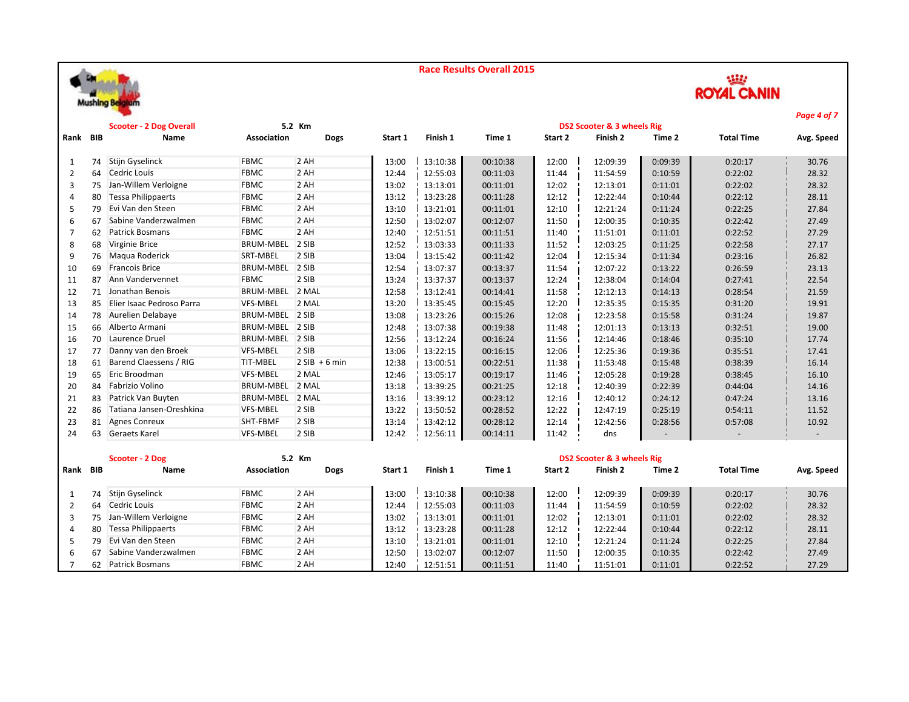# Race Results Overall 2015

Mushing Belgium

ROYAL CANIN

## Scooter - 2 Dog Overall — 5.2 Km — DS2 Scooter & 3 wheels Rig

| Rank | BIB | Name | Association | Dogs | Start 1 | Finish 1 | Time 1 | Start 2 | Finish 2 | Time 2 | Total Time | Avg. Speed |
|---|---|---|---|---|---|---|---|---|---|---|---|---|
| 1 | 74 | Stijn Gyselinck | FBMC | 2 AH | 13:00 | 13:10:38 | 00:10:38 | 12:00 | 12:09:39 | 0:09:39 | 0:20:17 | 30.76 |
| 2 | 64 | Cedric Louis | FBMC | 2 AH | 12:44 | 12:55:03 | 00:11:03 | 11:44 | 11:54:59 | 0:10:59 | 0:22:02 | 28.32 |
| 3 | 75 | Jan-Willem Verloigne | FBMC | 2 AH | 13:02 | 13:13:01 | 00:11:01 | 12:02 | 12:13:01 | 0:11:01 | 0:22:02 | 28.32 |
| 4 | 80 | Tessa Philippaerts | FBMC | 2 AH | 13:12 | 13:23:28 | 00:11:28 | 12:12 | 12:22:44 | 0:10:44 | 0:22:12 | 28.11 |
| 5 | 79 | Evi Van den Steen | FBMC | 2 AH | 13:10 | 13:21:01 | 00:11:01 | 12:10 | 12:21:24 | 0:11:24 | 0:22:25 | 27.84 |
| 6 | 67 | Sabine Vanderzwalmen | FBMC | 2 AH | 12:50 | 13:02:07 | 00:12:07 | 11:50 | 12:00:35 | 0:10:35 | 0:22:42 | 27.49 |
| 7 | 62 | Patrick Bosmans | FBMC | 2 AH | 12:40 | 12:51:51 | 00:11:51 | 11:40 | 11:51:01 | 0:11:01 | 0:22:52 | 27.29 |
| 8 | 68 | Virginie Brice | BRUM-MBEL | 2 SIB | 12:52 | 13:03:33 | 00:11:33 | 11:52 | 12:03:25 | 0:11:25 | 0:22:58 | 27.17 |
| 9 | 76 | Maqua Roderick | SRT-MBEL | 2 SIB | 13:04 | 13:15:42 | 00:11:42 | 12:04 | 12:15:34 | 0:11:34 | 0:23:16 | 26.82 |
| 10 | 69 | Francois Brice | BRUM-MBEL | 2 SIB | 12:54 | 13:07:37 | 00:13:37 | 11:54 | 12:07:22 | 0:13:22 | 0:26:59 | 23.13 |
| 11 | 87 | Ann Vandervennet | FBMC | 2 SIB | 13:24 | 13:37:37 | 00:13:37 | 12:24 | 12:38:04 | 0:14:04 | 0:27:41 | 22.54 |
| 12 | 71 | Jonathan Benois | BRUM-MBEL | 2 MAL | 12:58 | 13:12:41 | 00:14:41 | 11:58 | 12:12:13 | 0:14:13 | 0:28:54 | 21.59 |
| 13 | 85 | Elier Isaac Pedroso Parra | VFS-MBEL | 2 MAL | 13:20 | 13:35:45 | 00:15:45 | 12:20 | 12:35:35 | 0:15:35 | 0:31:20 | 19.91 |
| 14 | 78 | Aurelien Delabaye | BRUM-MBEL | 2 SIB | 13:08 | 13:23:26 | 00:15:26 | 12:08 | 12:23:58 | 0:15:58 | 0:31:24 | 19.87 |
| 15 | 66 | Alberto Armani | BRUM-MBEL | 2 SIB | 12:48 | 13:07:38 | 00:19:38 | 11:48 | 12:01:13 | 0:13:13 | 0:32:51 | 19.00 |
| 16 | 70 | Laurence Druel | BRUM-MBEL | 2 SIB | 12:56 | 13:12:24 | 00:16:24 | 11:56 | 12:14:46 | 0:18:46 | 0:35:10 | 17.74 |
| 17 | 77 | Danny van den Broek | VFS-MBEL | 2 SIB | 13:06 | 13:22:15 | 00:16:15 | 12:06 | 12:25:36 | 0:19:36 | 0:35:51 | 17.41 |
| 18 | 61 | Barend Claessens / RIG | TIT-MBEL | 2 SIB + 6 min | 12:38 | 13:00:51 | 00:22:51 | 11:38 | 11:53:48 | 0:15:48 | 0:38:39 | 16.14 |
| 19 | 65 | Eric Broodman | VFS-MBEL | 2 MAL | 12:46 | 13:05:17 | 00:19:17 | 11:46 | 12:05:28 | 0:19:28 | 0:38:45 | 16.10 |
| 20 | 84 | Fabrizio Volino | BRUM-MBEL | 2 MAL | 13:18 | 13:39:25 | 00:21:25 | 12:18 | 12:40:39 | 0:22:39 | 0:44:04 | 14.16 |
| 21 | 83 | Patrick Van Buyten | BRUM-MBEL | 2 MAL | 13:16 | 13:39:12 | 00:23:12 | 12:16 | 12:40:12 | 0:24:12 | 0:47:24 | 13.16 |
| 22 | 86 | Tatiana Jansen-Oreshkina | VFS-MBEL | 2 SIB | 13:22 | 13:50:52 | 00:28:52 | 12:22 | 12:47:19 | 0:25:19 | 0:54:11 | 11.52 |
| 23 | 81 | Agnes Conreux | SHT-FBMF | 2 SIB | 13:14 | 13:42:12 | 00:28:12 | 12:14 | 12:42:56 | 0:28:56 | 0:57:08 | 10.92 |
| 24 | 63 | Geraets Karel | VFS-MBEL | 2 SIB | 12:42 | 12:56:11 | 00:14:11 | 11:42 | dns | - | - | - |

## Scooter - 2 Dog — 5.2 Km — DS2 Scooter & 3 wheels Rig

| Rank | BIB | Name | Association | Dogs | Start 1 | Finish 1 | Time 1 | Start 2 | Finish 2 | Time 2 | Total Time | Avg. Speed |
|---|---|---|---|---|---|---|---|---|---|---|---|---|
| 1 | 74 | Stijn Gyselinck | FBMC | 2 AH | 13:00 | 13:10:38 | 00:10:38 | 12:00 | 12:09:39 | 0:09:39 | 0:20:17 | 30.76 |
| 2 | 64 | Cedric Louis | FBMC | 2 AH | 12:44 | 12:55:03 | 00:11:03 | 11:44 | 11:54:59 | 0:10:59 | 0:22:02 | 28.32 |
| 3 | 75 | Jan-Willem Verloigne | FBMC | 2 AH | 13:02 | 13:13:01 | 00:11:01 | 12:02 | 12:13:01 | 0:11:01 | 0:22:02 | 28.32 |
| 4 | 80 | Tessa Philippaerts | FBMC | 2 AH | 13:12 | 13:23:28 | 00:11:28 | 12:12 | 12:22:44 | 0:10:44 | 0:22:12 | 28.11 |
| 5 | 79 | Evi Van den Steen | FBMC | 2 AH | 13:10 | 13:21:01 | 00:11:01 | 12:10 | 12:21:24 | 0:11:24 | 0:22:25 | 27.84 |
| 6 | 67 | Sabine Vanderzwalmen | FBMC | 2 AH | 12:50 | 13:02:07 | 00:12:07 | 11:50 | 12:00:35 | 0:10:35 | 0:22:42 | 27.49 |
| 7 | 62 | Patrick Bosmans | FBMC | 2 AH | 12:40 | 12:51:51 | 00:11:51 | 11:40 | 11:51:01 | 0:11:01 | 0:22:52 | 27.29 |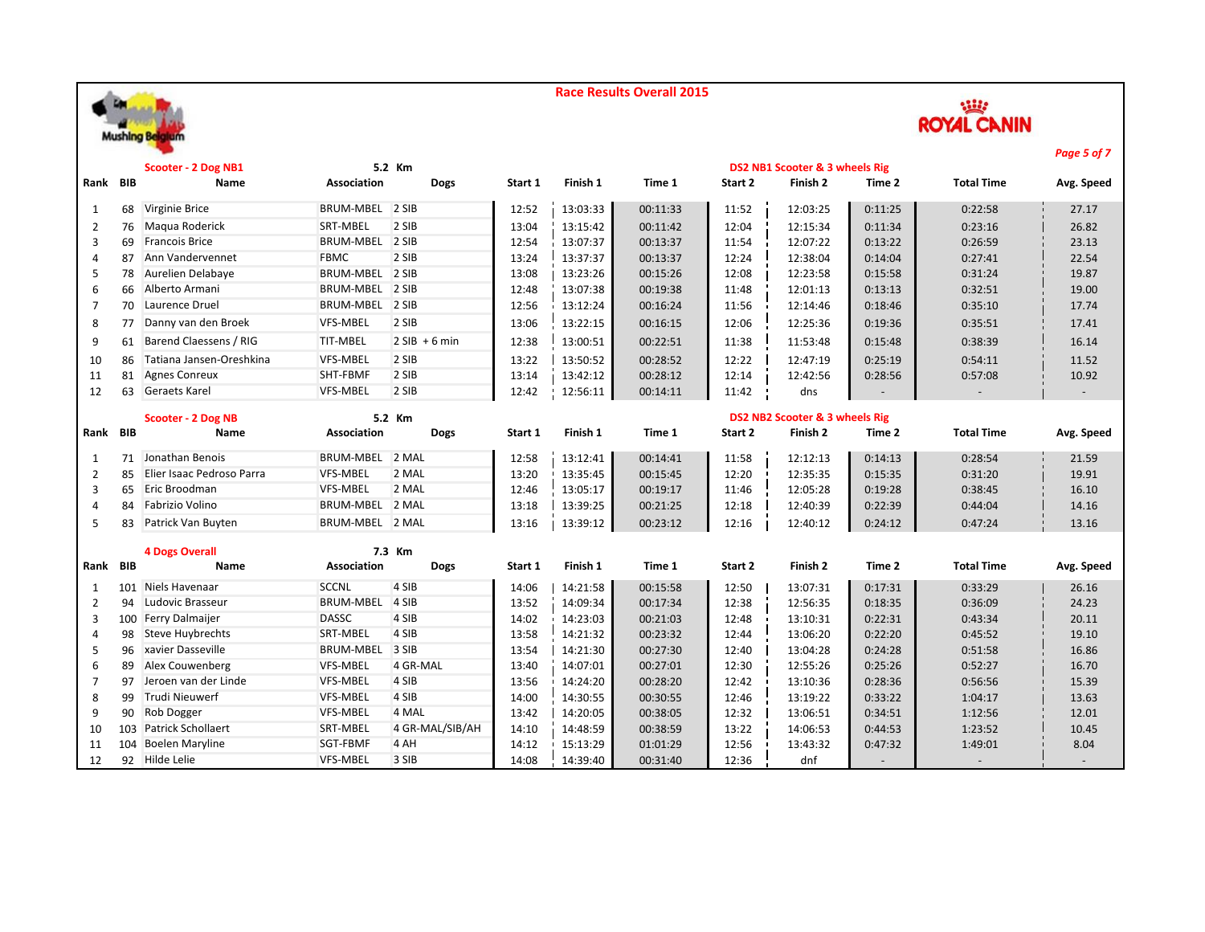# Race Results Overall 2015

Mushing Belgium

ROYAL CANIN

## Scooter - 2 Dog NB1 — 5.2 Km — DS2 NB1 Scooter & 3 wheels Rig

| Rank | BIB | Name | Association | Dogs | Start 1 | Finish 1 | Time 1 | Start 2 | Finish 2 | Time 2 | Total Time | Avg. Speed |
|---|---|---|---|---|---|---|---|---|---|---|---|---|
| 1 | 68 | Virginie Brice | BRUM-MBEL | 2 SIB | 12:52 | 13:03:33 | 00:11:33 | 11:52 | 12:03:25 | 0:11:25 | 0:22:58 | 27.17 |
| 2 | 76 | Maqua Roderick | SRT-MBEL | 2 SIB | 13:04 | 13:15:42 | 00:11:42 | 12:04 | 12:15:34 | 0:11:34 | 0:23:16 | 26.82 |
| 3 | 69 | Francois Brice | BRUM-MBEL | 2 SIB | 12:54 | 13:07:37 | 00:13:37 | 11:54 | 12:07:22 | 0:13:22 | 0:26:59 | 23.13 |
| 4 | 87 | Ann Vandervennet | FBMC | 2 SIB | 13:24 | 13:37:37 | 00:13:37 | 12:24 | 12:38:04 | 0:14:04 | 0:27:41 | 22.54 |
| 5 | 78 | Aurelien Delabaye | BRUM-MBEL | 2 SIB | 13:08 | 13:23:26 | 00:15:26 | 12:08 | 12:23:58 | 0:15:58 | 0:31:24 | 19.87 |
| 6 | 66 | Alberto Armani | BRUM-MBEL | 2 SIB | 12:48 | 13:07:38 | 00:19:38 | 11:48 | 12:01:13 | 0:13:13 | 0:32:51 | 19.00 |
| 7 | 70 | Laurence Druel | BRUM-MBEL | 2 SIB | 12:56 | 13:12:24 | 00:16:24 | 11:56 | 12:14:46 | 0:18:46 | 0:35:10 | 17.74 |
| 8 | 77 | Danny van den Broek | VFS-MBEL | 2 SIB | 13:06 | 13:22:15 | 00:16:15 | 12:06 | 12:25:36 | 0:19:36 | 0:35:51 | 17.41 |
| 9 | 61 | Barend Claessens / RIG | TIT-MBEL | 2 SIB + 6 min | 12:38 | 13:00:51 | 00:22:51 | 11:38 | 11:53:48 | 0:15:48 | 0:38:39 | 16.14 |
| 10 | 86 | Tatiana Jansen-Oreshkina | VFS-MBEL | 2 SIB | 13:22 | 13:50:52 | 00:28:52 | 12:22 | 12:47:19 | 0:25:19 | 0:54:11 | 11.52 |
| 11 | 81 | Agnes Conreux | SHT-FBMF | 2 SIB | 13:14 | 13:42:12 | 00:28:12 | 12:14 | 12:42:56 | 0:28:56 | 0:57:08 | 10.92 |
| 12 | 63 | Geraets Karel | VFS-MBEL | 2 SIB | 12:42 | 12:56:11 | 00:14:11 | 11:42 | dns | - | - | - |

## Scooter - 2 Dog NB — 5.2 Km — DS2 NB2 Scooter & 3 wheels Rig

| Rank | BIB | Name | Association | Dogs | Start 1 | Finish 1 | Time 1 | Start 2 | Finish 2 | Time 2 | Total Time | Avg. Speed |
|---|---|---|---|---|---|---|---|---|---|---|---|---|
| 1 | 71 | Jonathan Benois | BRUM-MBEL | 2 MAL | 12:58 | 13:12:41 | 00:14:41 | 11:58 | 12:12:13 | 0:14:13 | 0:28:54 | 21.59 |
| 2 | 85 | Elier Isaac Pedroso Parra | VFS-MBEL | 2 MAL | 13:20 | 13:35:45 | 00:15:45 | 12:20 | 12:35:35 | 0:15:35 | 0:31:20 | 19.91 |
| 3 | 65 | Eric Broodman | VFS-MBEL | 2 MAL | 12:46 | 13:05:17 | 00:19:17 | 11:46 | 12:05:28 | 0:19:28 | 0:38:45 | 16.10 |
| 4 | 84 | Fabrizio Volino | BRUM-MBEL | 2 MAL | 13:18 | 13:39:25 | 00:21:25 | 12:18 | 12:40:39 | 0:22:39 | 0:44:04 | 14.16 |
| 5 | 83 | Patrick Van Buyten | BRUM-MBEL | 2 MAL | 13:16 | 13:39:12 | 00:23:12 | 12:16 | 12:40:12 | 0:24:12 | 0:47:24 | 13.16 |

## 4 Dogs Overall — 7.3 Km

| Rank | BIB | Name | Association | Dogs | Start 1 | Finish 1 | Time 1 | Start 2 | Finish 2 | Time 2 | Total Time | Avg. Speed |
|---|---|---|---|---|---|---|---|---|---|---|---|---|
| 1 | 101 | Niels Havenaar | SCCNL | 4 SIB | 14:06 | 14:21:58 | 00:15:58 | 12:50 | 13:07:31 | 0:17:31 | 0:33:29 | 26.16 |
| 2 | 94 | Ludovic Brasseur | BRUM-MBEL | 4 SIB | 13:52 | 14:09:34 | 00:17:34 | 12:38 | 12:56:35 | 0:18:35 | 0:36:09 | 24.23 |
| 3 | 100 | Ferry Dalmaijer | DASSC | 4 SIB | 14:02 | 14:23:03 | 00:21:03 | 12:48 | 13:10:31 | 0:22:31 | 0:43:34 | 20.11 |
| 4 | 98 | Steve Huybrechts | SRT-MBEL | 4 SIB | 13:58 | 14:21:32 | 00:23:32 | 12:44 | 13:06:20 | 0:22:20 | 0:45:52 | 19.10 |
| 5 | 96 | xavier Dasseville | BRUM-MBEL | 3 SIB | 13:54 | 14:21:30 | 00:27:30 | 12:40 | 13:04:28 | 0:24:28 | 0:51:58 | 16.86 |
| 6 | 89 | Alex Couwenberg | VFS-MBEL | 4 GR-MAL | 13:40 | 14:07:01 | 00:27:01 | 12:30 | 12:55:26 | 0:25:26 | 0:52:27 | 16.70 |
| 7 | 97 | Jeroen van der Linde | VFS-MBEL | 4 SIB | 13:56 | 14:24:20 | 00:28:20 | 12:42 | 13:10:36 | 0:28:36 | 0:56:56 | 15.39 |
| 8 | 99 | Trudi Nieuwerf | VFS-MBEL | 4 SIB | 14:00 | 14:30:55 | 00:30:55 | 12:46 | 13:19:22 | 0:33:22 | 1:04:17 | 13.63 |
| 9 | 90 | Rob Dogger | VFS-MBEL | 4 MAL | 13:42 | 14:20:05 | 00:38:05 | 12:32 | 13:06:51 | 0:34:51 | 1:12:56 | 12.01 |
| 10 | 103 | Patrick Schollaert | SRT-MBEL | 4 GR-MAL/SIB/AH | 14:10 | 14:48:59 | 00:38:59 | 13:22 | 14:06:53 | 0:44:53 | 1:23:52 | 10.45 |
| 11 | 104 | Boelen Maryline | SGT-FBMF | 4 AH | 14:12 | 15:13:29 | 01:01:29 | 12:56 | 13:43:32 | 0:47:32 | 1:49:01 | 8.04 |
| 12 | 92 | Hilde Lelie | VFS-MBEL | 3 SIB | 14:08 | 14:39:40 | 00:31:40 | 12:36 | dnf | - | - | - |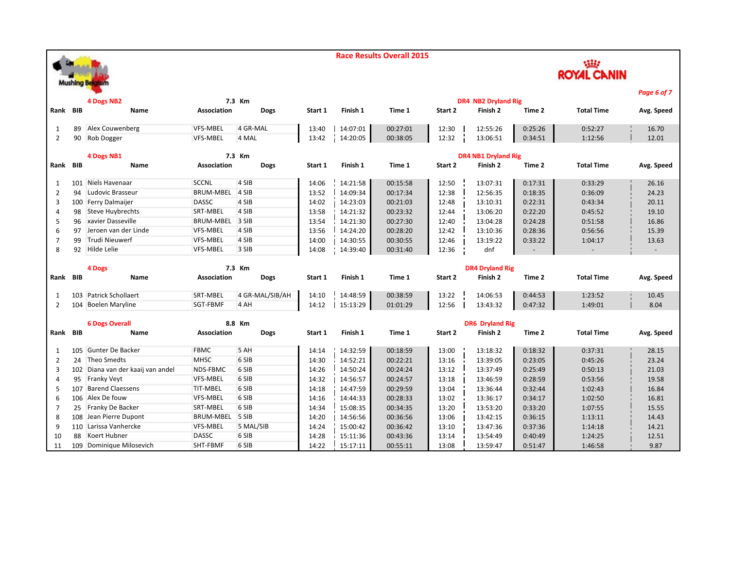# Race Results Overall 2015

Mushing Belgium

ROYAL CANIN

## 4 Dogs NB2 — 7.3 Km — DR4 NB2 Dryland Rig

| Rank | BIB | Name | Association | Dogs | Start 1 | Finish 1 | Time 1 | Start 2 | Finish 2 | Time 2 | Total Time | Avg. Speed |
|---|---|---|---|---|---|---|---|---|---|---|---|---|
| 1 | 89 | Alex Couwenberg | VFS-MBEL | 4 GR-MAL | 13:40 | 14:07:01 | 00:27:01 | 12:30 | 12:55:26 | 0:25:26 | 0:52:27 | 16.70 |
| 2 | 90 | Rob Dogger | VFS-MBEL | 4 MAL | 13:42 | 14:20:05 | 00:38:05 | 12:32 | 13:06:51 | 0:34:51 | 1:12:56 | 12.01 |

## 4 Dogs NB1 — 7.3 Km — DR4 NB1 Dryland Rig

| Rank | BIB | Name | Association | Dogs | Start 1 | Finish 1 | Time 1 | Start 2 | Finish 2 | Time 2 | Total Time | Avg. Speed |
|---|---|---|---|---|---|---|---|---|---|---|---|---|
| 1 | 101 | Niels Havenaar | SCCNL | 4 SIB | 14:06 | 14:21:58 | 00:15:58 | 12:50 | 13:07:31 | 0:17:31 | 0:33:29 | 26.16 |
| 2 | 94 | Ludovic Brasseur | BRUM-MBEL | 4 SIB | 13:52 | 14:09:34 | 00:17:34 | 12:38 | 12:56:35 | 0:18:35 | 0:36:09 | 24.23 |
| 3 | 100 | Ferry Dalmaijer | DASSC | 4 SIB | 14:02 | 14:23:03 | 00:21:03 | 12:48 | 13:10:31 | 0:22:31 | 0:43:34 | 20.11 |
| 4 | 98 | Steve Huybrechts | SRT-MBEL | 4 SIB | 13:58 | 14:21:32 | 00:23:32 | 12:44 | 13:06:20 | 0:22:20 | 0:45:52 | 19.10 |
| 5 | 96 | xavier Dasseville | BRUM-MBEL | 3 SIB | 13:54 | 14:21:30 | 00:27:30 | 12:40 | 13:04:28 | 0:24:28 | 0:51:58 | 16.86 |
| 6 | 97 | Jeroen van der Linde | VFS-MBEL | 4 SIB | 13:56 | 14:24:20 | 00:28:20 | 12:42 | 13:10:36 | 0:28:36 | 0:56:56 | 15.39 |
| 7 | 99 | Trudi Nieuwerf | VFS-MBEL | 4 SIB | 14:00 | 14:30:55 | 00:30:55 | 12:46 | 13:19:22 | 0:33:22 | 1:04:17 | 13.63 |
| 8 | 92 | Hilde Lelie | VFS-MBEL | 3 SIB | 14:08 | 14:39:40 | 00:31:40 | 12:36 | dnf | - | - | - |

## 4 Dogs — 7.3 Km — DR4 Dryland Rig

| Rank | BIB | Name | Association | Dogs | Start 1 | Finish 1 | Time 1 | Start 2 | Finish 2 | Time 2 | Total Time | Avg. Speed |
|---|---|---|---|---|---|---|---|---|---|---|---|---|
| 1 | 103 | Patrick Schollaert | SRT-MBEL | 4 GR-MAL/SIB/AH | 14:10 | 14:48:59 | 00:38:59 | 13:22 | 14:06:53 | 0:44:53 | 1:23:52 | 10.45 |
| 2 | 104 | Boelen Maryline | SGT-FBMF | 4 AH | 14:12 | 15:13:29 | 01:01:29 | 12:56 | 13:43:32 | 0:47:32 | 1:49:01 | 8.04 |

## 6 Dogs Overall — 8.8 Km — DR6 Dryland Rig

| Rank | BIB | Name | Association | Dogs | Start 1 | Finish 1 | Time 1 | Start 2 | Finish 2 | Time 2 | Total Time | Avg. Speed |
|---|---|---|---|---|---|---|---|---|---|---|---|---|
| 1 | 105 | Gunter De Backer | FBMC | 5 AH | 14:14 | 14:32:59 | 00:18:59 | 13:00 | 13:18:32 | 0:18:32 | 0:37:31 | 28.15 |
| 2 | 24 | Theo Smedts | MHSC | 6 SIB | 14:30 | 14:52:21 | 00:22:21 | 13:16 | 13:39:05 | 0:23:05 | 0:45:26 | 23.24 |
| 3 | 102 | Diana van der kaaij van andel | NDS-FBMC | 6 SIB | 14:26 | 14:50:24 | 00:24:24 | 13:12 | 13:37:49 | 0:25:49 | 0:50:13 | 21.03 |
| 4 | 95 | Franky Veyt | VFS-MBEL | 6 SIB | 14:32 | 14:56:57 | 00:24:57 | 13:18 | 13:46:59 | 0:28:59 | 0:53:56 | 19.58 |
| 5 | 107 | Barend Claessens | TIT-MBEL | 6 SIB | 14:18 | 14:47:59 | 00:29:59 | 13:04 | 13:36:44 | 0:32:44 | 1:02:43 | 16.84 |
| 6 | 106 | Alex De fouw | VFS-MBEL | 6 SIB | 14:16 | 14:44:33 | 00:28:33 | 13:02 | 13:36:17 | 0:34:17 | 1:02:50 | 16.81 |
| 7 | 25 | Franky De Backer | SRT-MBEL | 6 SIB | 14:34 | 15:08:35 | 00:34:35 | 13:20 | 13:53:20 | 0:33:20 | 1:07:55 | 15.55 |
| 8 | 108 | Jean Pierre Dupont | BRUM-MBEL | 5 SIB | 14:20 | 14:56:56 | 00:36:56 | 13:06 | 13:42:15 | 0:36:15 | 1:13:11 | 14.43 |
| 9 | 110 | Larissa Vanhercke | VFS-MBEL | 5 MAL/SIB | 14:24 | 15:00:42 | 00:36:42 | 13:10 | 13:47:36 | 0:37:36 | 1:14:18 | 14.21 |
| 10 | 88 | Koert Hubner | DASSC | 6 SIB | 14:28 | 15:11:36 | 00:43:36 | 13:14 | 13:54:49 | 0:40:49 | 1:24:25 | 12.51 |
| 11 | 109 | Dominique Milosevich | SHT-FBMF | 6 SIB | 14:22 | 15:17:11 | 00:55:11 | 13:08 | 13:59:47 | 0:51:47 | 1:46:58 | 9.87 |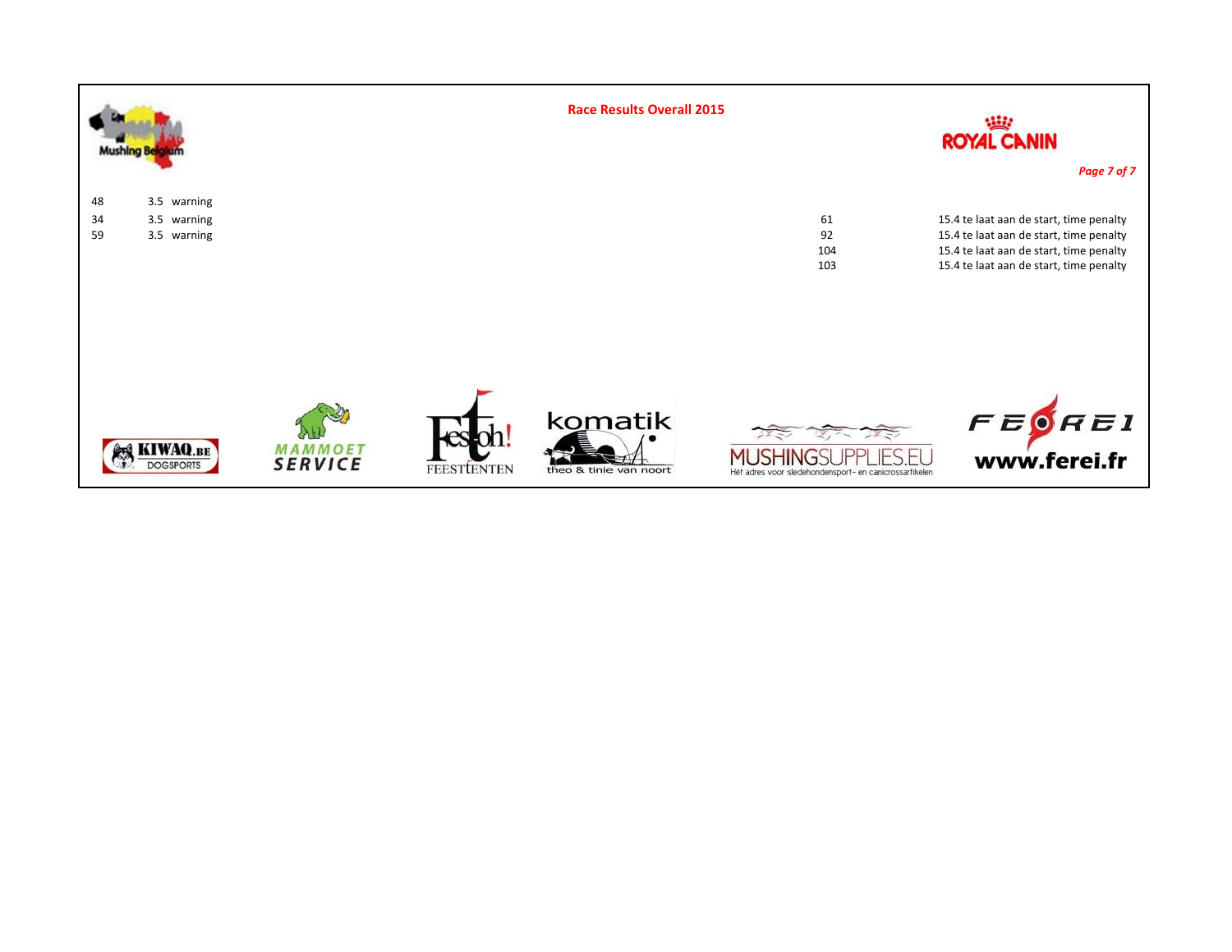| | | | | |
|---|---|---|---|---|
| 48 | 3.5 | warning | | |
| 34 | 3.5 | warning | 61 | 15.4 te laat aan de start, time penalty |
| 59 | 3.5 | warning | 92 | 15.4 te laat aan de start, time penalty |
| | | | 104 | 15.4 te laat aan de start, time penalty |
| | | | 103 | 15.4 te laat aan de start, time penalty |